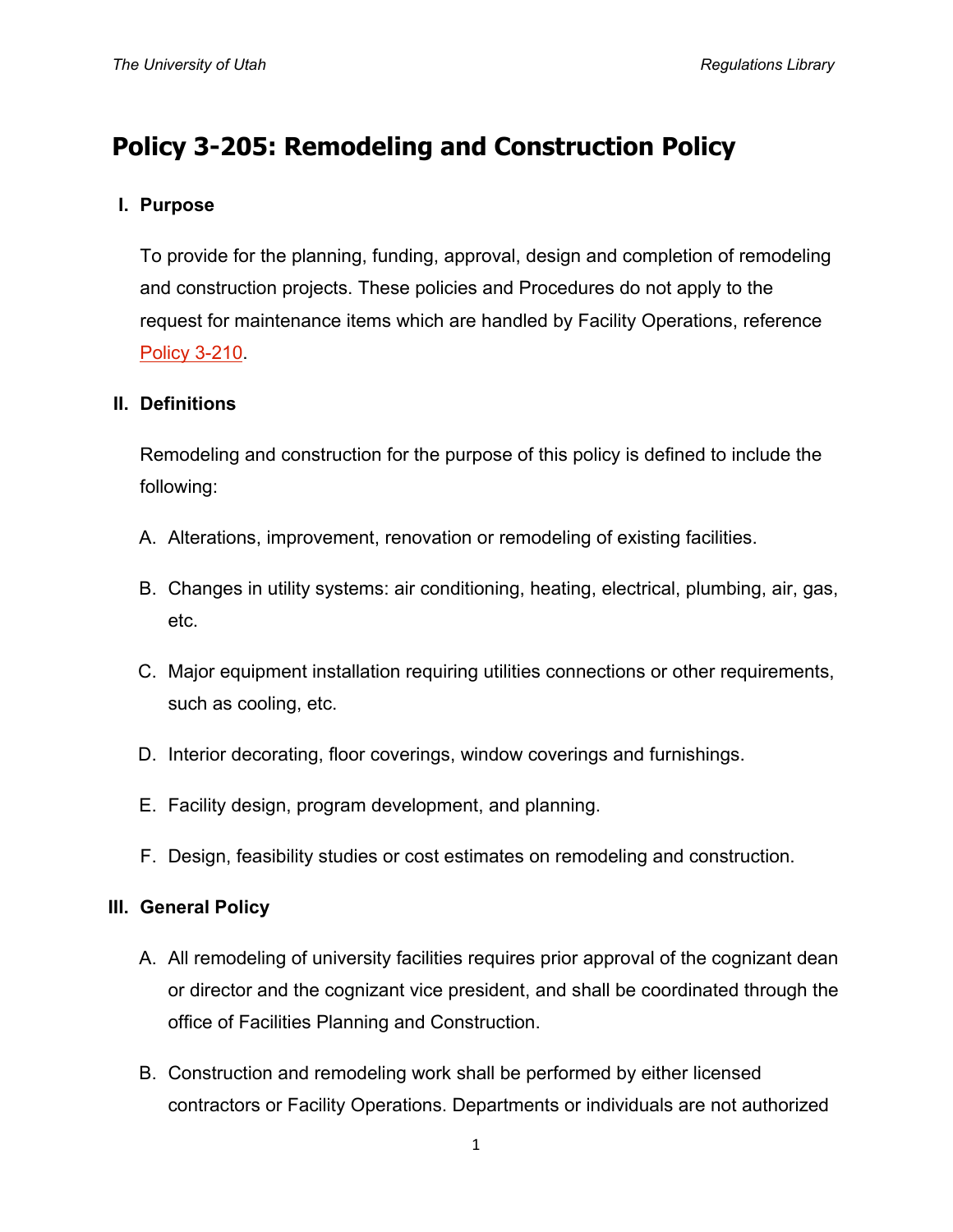# Policy 3-205: Remodeling and Construction Policy

## I. Purpose

To provide for the planning, funding, approval, design and completion of remodeling and construction projects. These policies and Procedures do not apply to the request for maintenance items which are handled by Facility Operations, reference Policy 3-210.

## II. Definitions

Remodeling and construction for the purpose of this policy is defined to include the following:

A. Alterations, improvement, renovation or remodeling of existing facilities.

B. Changes in utility systems: air conditioning, heating, electrical, plumbing, air, gas, etc.

C. Major equipment installation requiring utilities connections or other requirements, such as cooling, etc.

D. Interior decorating, floor coverings, window coverings and furnishings.

E. Facility design, program development, and planning.

F. Design, feasibility studies or cost estimates on remodeling and construction.

## III. General Policy

A. All remodeling of university facilities requires prior approval of the cognizant dean or director and the cognizant vice president, and shall be coordinated through the office of Facilities Planning and Construction.

B. Construction and remodeling work shall be performed by either licensed contractors or Facility Operations. Departments or individuals are not authorized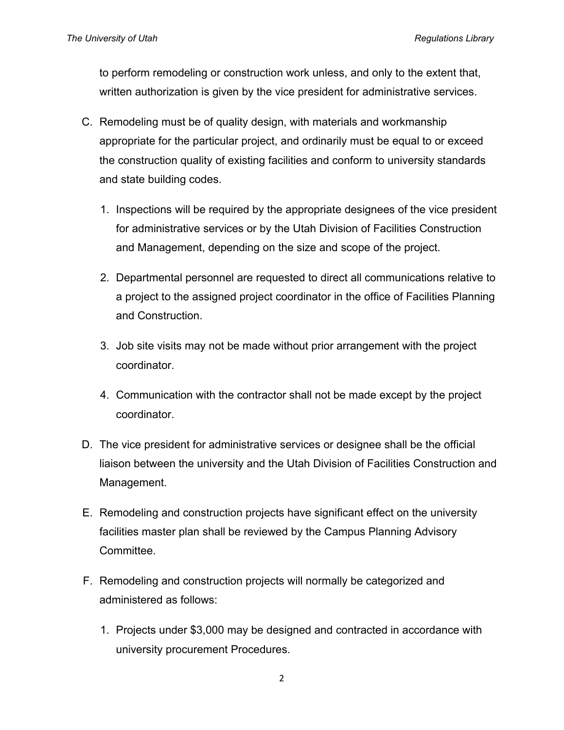to perform remodeling or construction work unless, and only to the extent that, written authorization is given by the vice president for administrative services.

C. Remodeling must be of quality design, with materials and workmanship appropriate for the particular project, and ordinarily must be equal to or exceed the construction quality of existing facilities and conform to university standards and state building codes.

   1. Inspections will be required by the appropriate designees of the vice president for administrative services or by the Utah Division of Facilities Construction and Management, depending on the size and scope of the project.

   2. Departmental personnel are requested to direct all communications relative to a project to the assigned project coordinator in the office of Facilities Planning and Construction.

   3. Job site visits may not be made without prior arrangement with the project coordinator.

   4. Communication with the contractor shall not be made except by the project coordinator.

D. The vice president for administrative services or designee shall be the official liaison between the university and the Utah Division of Facilities Construction and Management.

E. Remodeling and construction projects have significant effect on the university facilities master plan shall be reviewed by the Campus Planning Advisory Committee.

F. Remodeling and construction projects will normally be categorized and administered as follows:

   1. Projects under $3,000 may be designed and contracted in accordance with university procurement Procedures.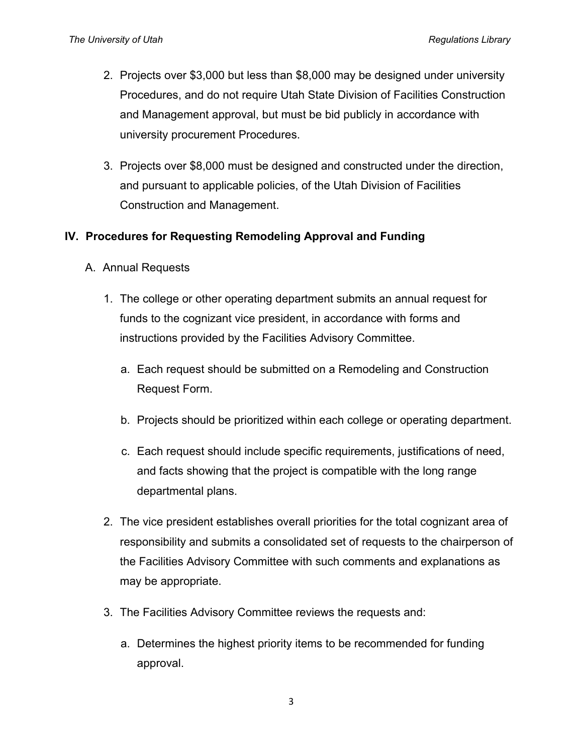2. Projects over $3,000 but less than $8,000 may be designed under university Procedures, and do not require Utah State Division of Facilities Construction and Management approval, but must be bid publicly in accordance with university procurement Procedures.

3. Projects over $8,000 must be designed and constructed under the direction, and pursuant to applicable policies, of the Utah Division of Facilities Construction and Management.

## IV. Procedures for Requesting Remodeling Approval and Funding

A. Annual Requests

1. The college or other operating department submits an annual request for funds to the cognizant vice president, in accordance with forms and instructions provided by the Facilities Advisory Committee.

   a. Each request should be submitted on a Remodeling and Construction Request Form.

   b. Projects should be prioritized within each college or operating department.

   c. Each request should include specific requirements, justifications of need, and facts showing that the project is compatible with the long range departmental plans.

2. The vice president establishes overall priorities for the total cognizant area of responsibility and submits a consolidated set of requests to the chairperson of the Facilities Advisory Committee with such comments and explanations as may be appropriate.

3. The Facilities Advisory Committee reviews the requests and:

   a. Determines the highest priority items to be recommended for funding approval.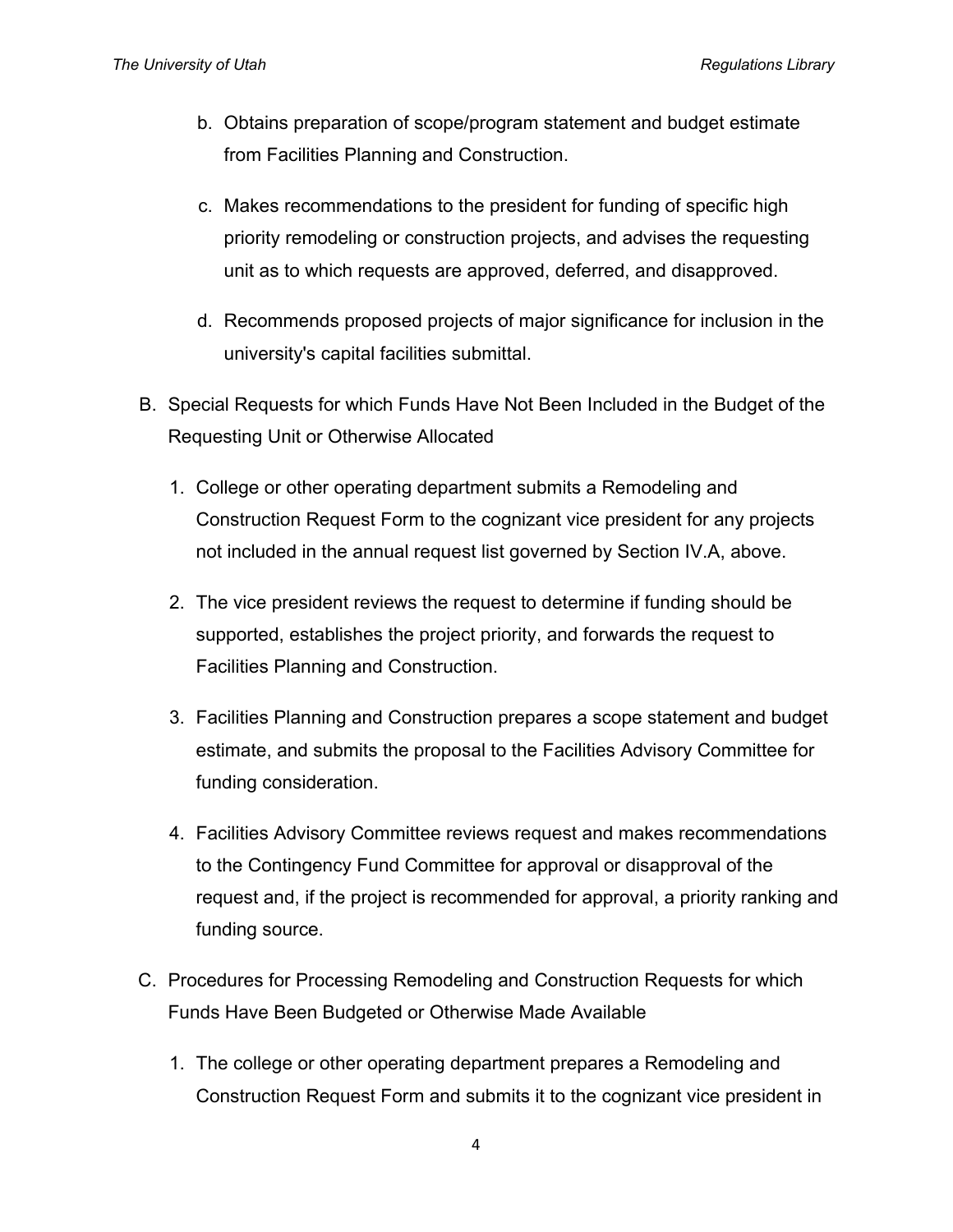b. Obtains preparation of scope/program statement and budget estimate from Facilities Planning and Construction.

   c. Makes recommendations to the president for funding of specific high priority remodeling or construction projects, and advises the requesting unit as to which requests are approved, deferred, and disapproved.

   d. Recommends proposed projects of major significance for inclusion in the university's capital facilities submittal.

B. Special Requests for which Funds Have Not Been Included in the Budget of the Requesting Unit or Otherwise Allocated

   1. College or other operating department submits a Remodeling and Construction Request Form to the cognizant vice president for any projects not included in the annual request list governed by Section IV.A, above.

   2. The vice president reviews the request to determine if funding should be supported, establishes the project priority, and forwards the request to Facilities Planning and Construction.

   3. Facilities Planning and Construction prepares a scope statement and budget estimate, and submits the proposal to the Facilities Advisory Committee for funding consideration.

   4. Facilities Advisory Committee reviews request and makes recommendations to the Contingency Fund Committee for approval or disapproval of the request and, if the project is recommended for approval, a priority ranking and funding source.

C. Procedures for Processing Remodeling and Construction Requests for which Funds Have Been Budgeted or Otherwise Made Available

   1. The college or other operating department prepares a Remodeling and Construction Request Form and submits it to the cognizant vice president in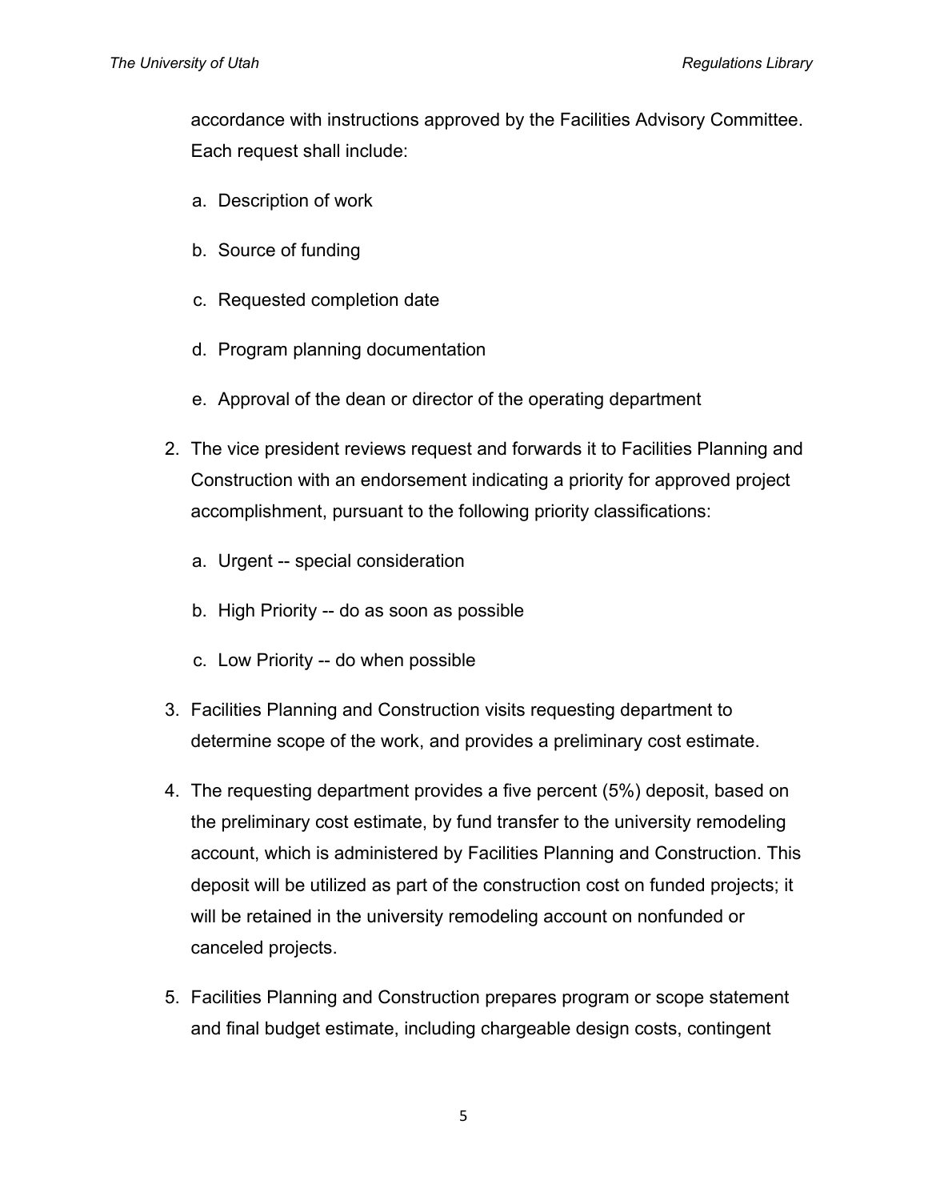accordance with instructions approved by the Facilities Advisory Committee. Each request shall include:

   a. Description of work

   b. Source of funding

   c. Requested completion date

   d. Program planning documentation

   e. Approval of the dean or director of the operating department

2. The vice president reviews request and forwards it to Facilities Planning and Construction with an endorsement indicating a priority for approved project accomplishment, pursuant to the following priority classifications:

   a. Urgent -- special consideration

   b. High Priority -- do as soon as possible

   c. Low Priority -- do when possible

3. Facilities Planning and Construction visits requesting department to determine scope of the work, and provides a preliminary cost estimate.

4. The requesting department provides a five percent (5%) deposit, based on the preliminary cost estimate, by fund transfer to the university remodeling account, which is administered by Facilities Planning and Construction. This deposit will be utilized as part of the construction cost on funded projects; it will be retained in the university remodeling account on nonfunded or canceled projects.

5. Facilities Planning and Construction prepares program or scope statement and final budget estimate, including chargeable design costs, contingent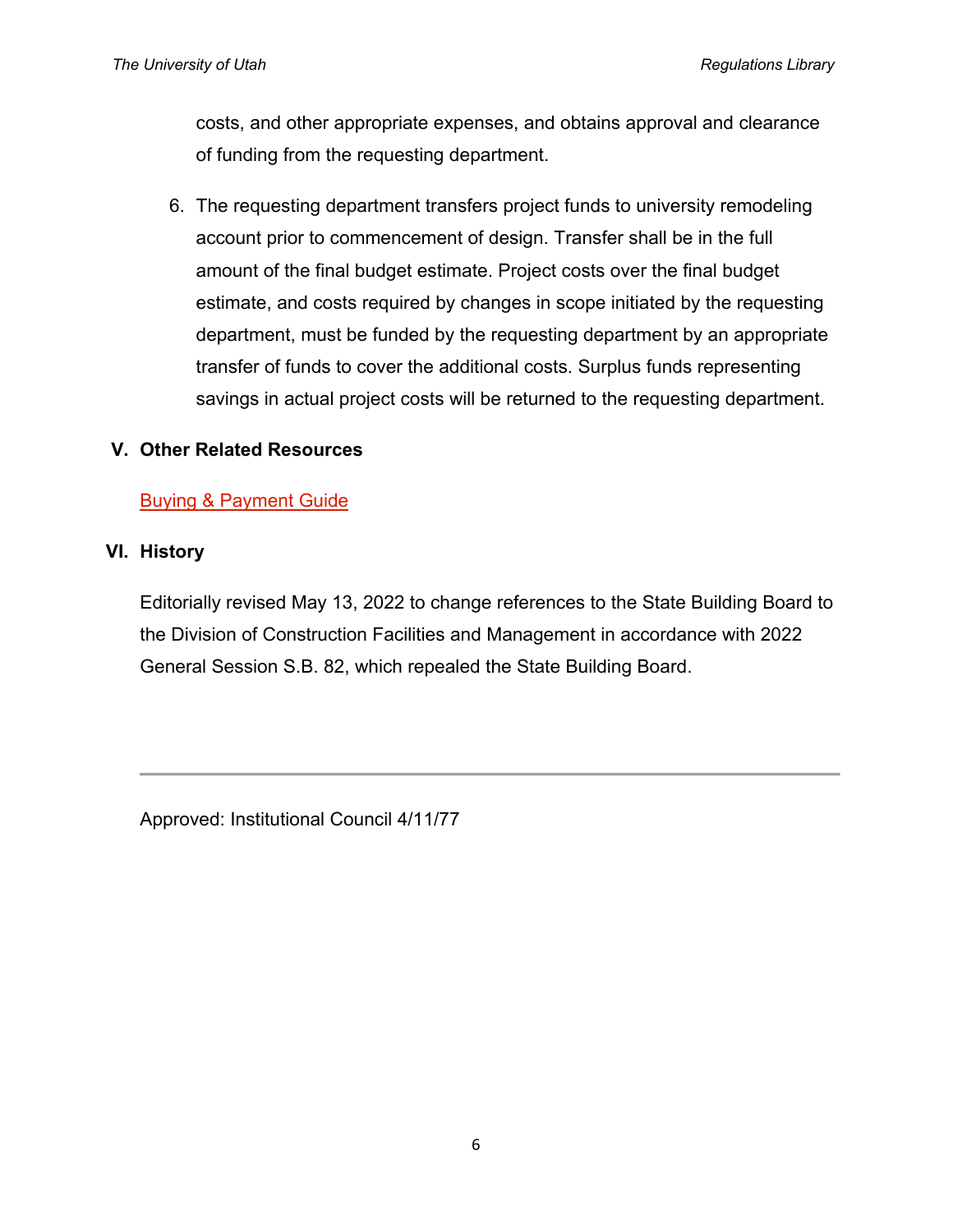costs, and other appropriate expenses, and obtains approval and clearance of funding from the requesting department.

6. The requesting department transfers project funds to university remodeling account prior to commencement of design. Transfer shall be in the full amount of the final budget estimate. Project costs over the final budget estimate, and costs required by changes in scope initiated by the requesting department, must be funded by the requesting department by an appropriate transfer of funds to cover the additional costs. Surplus funds representing savings in actual project costs will be returned to the requesting department.

## V. Other Related Resources

Buying & Payment Guide

## VI. History

Editorially revised May 13, 2022 to change references to the State Building Board to the Division of Construction Facilities and Management in accordance with 2022 General Session S.B. 82, which repealed the State Building Board.

---

Approved: Institutional Council 4/11/77